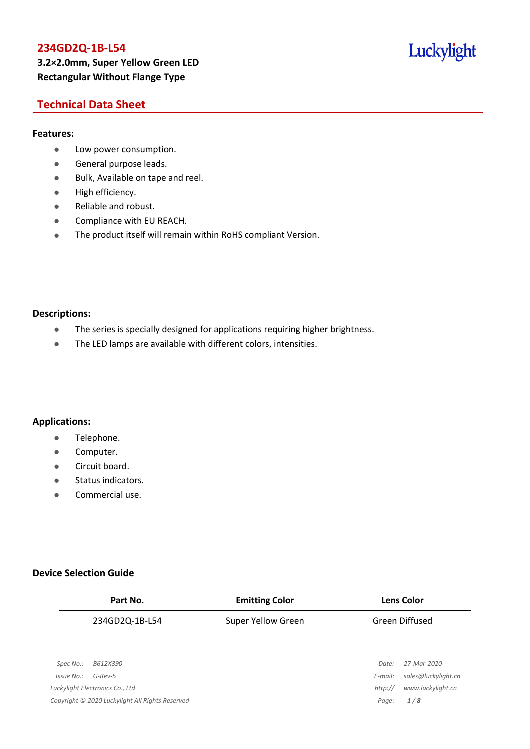# 234GD2Q-1B-L54

**3.2×2.0mm, Super Yellow Green LED**
**Rectangular Without Flange Type**

Luckylight

## Technical Data Sheet

### Features:

- Low power consumption.
- General purpose leads.
- Bulk, Available on tape and reel.
- High efficiency.
- Reliable and robust.
- Compliance with EU REACH.
- The product itself will remain within RoHS compliant Version.

### Descriptions:

- The series is specially designed for applications requiring higher brightness.
- The LED lamps are available with different colors, intensities.

### Applications:

- Telephone.
- Computer.
- Circuit board.
- Status indicators.
- Commercial use.

### Device Selection Guide

| Part No. | Emitting Color | Lens Color |
|---|---|---|
| 234GD2Q-1B-L54 | Super Yellow Green | Green Diffused |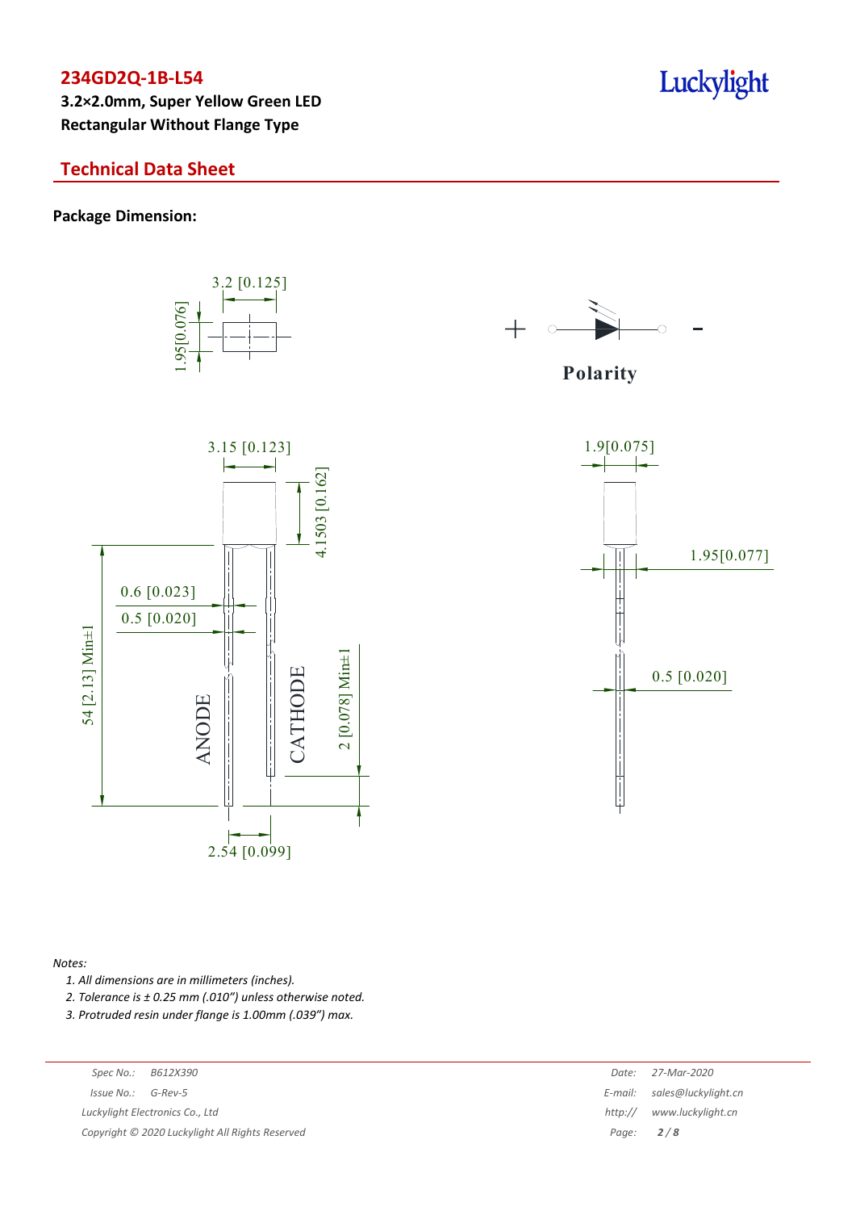# 234GD2Q-1B-L54

**3.2×2.0mm, Super Yellow Green LED**
**Rectangular Without Flange Type**

## Technical Data Sheet

**Package Dimension:**

3.2 [0.125]
1.95[0.076]

Polarity

3.15 [0.123]
4.1503 [0.162]
0.6 [0.023]
0.5 [0.020]
54 [2.13] Min±1
ANODE
CATHODE
2 [0.078] Min±1
2.54 [0.099]

1.9[0.075]
1.95[0.077]
0.5 [0.020]

*Notes:*

1. *All dimensions are in millimeters (inches).*
2. *Tolerance is ± 0.25 mm (.010") unless otherwise noted.*
3. *Protruded resin under flange is 1.00mm (.039") max.*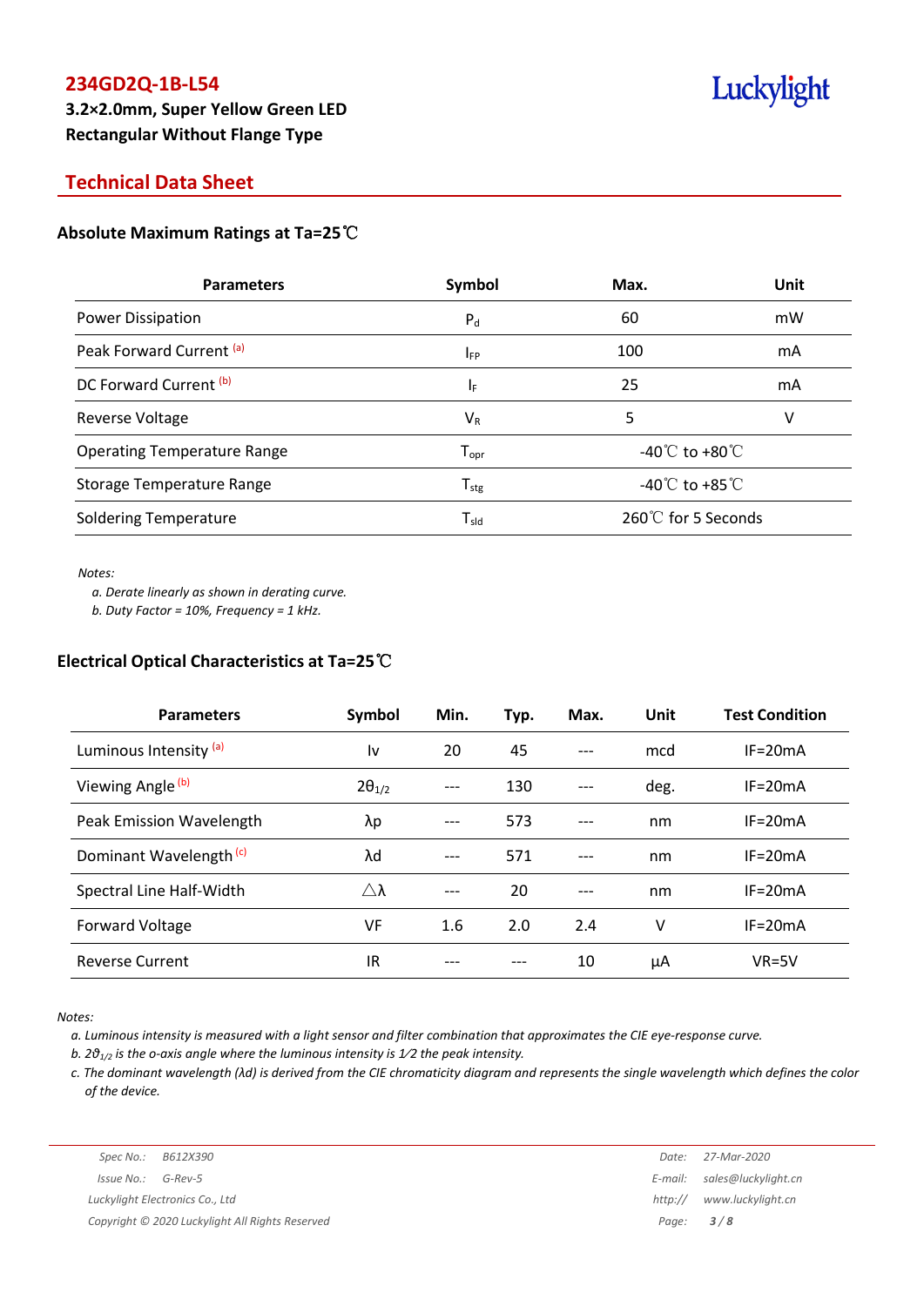# 234GD2Q-1B-L54

**3.2×2.0mm, Super Yellow Green LED**
**Rectangular Without Flange Type**

## Technical Data Sheet

### Absolute Maximum Ratings at Ta=25℃

| Parameters | Symbol | Max. | Unit |
|---|---|---|---|
| Power Dissipation | $P_d$ | 60 | mW |
| Peak Forward Current [(a)] | $I_{FP}$ | 100 | mA |
| DC Forward Current [(b)] | $I_F$ | 25 | mA |
| Reverse Voltage | $V_R$ | 5 | V |
| Operating Temperature Range | $T_{opr}$ | -40℃ to +80℃ | |
| Storage Temperature Range | $T_{stg}$ | -40℃ to +85℃ | |
| Soldering Temperature | $T_{sld}$ | 260℃ for 5 Seconds | |

*Notes:*

*a. Derate linearly as shown in derating curve.*
*b. Duty Factor = 10%, Frequency = 1 kHz.*

### Electrical Optical Characteristics at Ta=25℃

| Parameters | Symbol | Min. | Typ. | Max. | Unit | Test Condition |
|---|---|---|---|---|---|---|
| Luminous Intensity [(a)] | Iv | 20 | 45 | --- | mcd | IF=20mA |
| Viewing Angle [(b)] | $2\theta_{1/2}$ | --- | 130 | --- | deg. | IF=20mA |
| Peak Emission Wavelength | λp | --- | 573 | --- | nm | IF=20mA |
| Dominant Wavelength [(c)] | λd | --- | 571 | --- | nm | IF=20mA |
| Spectral Line Half-Width | △λ | --- | 20 | --- | nm | IF=20mA |
| Forward Voltage | VF | 1.6 | 2.0 | 2.4 | V | IF=20mA |
| Reverse Current | IR | --- | --- | 10 | μA | VR=5V |

*Notes:*

*a. Luminous intensity is measured with a light sensor and filter combination that approximates the CIE eye-response curve.*
*b. $2\vartheta_{1/2}$ is the o-axis angle where the luminous intensity is 1⁄2 the peak intensity.*
*c. The dominant wavelength (λd) is derived from the CIE chromaticity diagram and represents the single wavelength which defines the color of the device.*

*Spec No.: B612X390*
*Issue No.: G-Rev-5*
*Luckylight Electronics Co., Ltd*
*Copyright © 2020 Luckylight All Rights Reserved*
*Date: 27-Mar-2020*
*E-mail: sales@luckylight.cn*
*http:// www.luckylight.cn*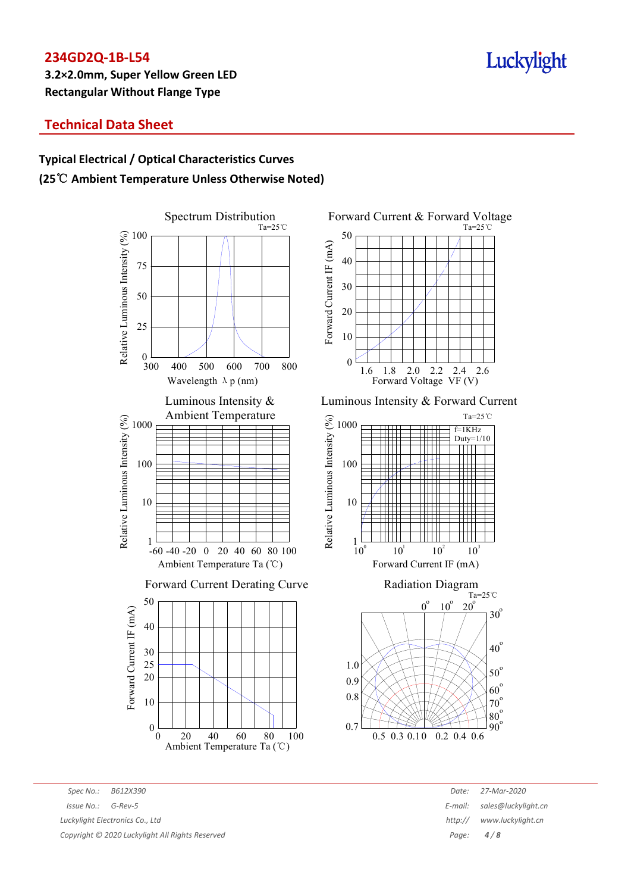**234GD2Q-1B-L54**

**3.2×2.0mm, Super Yellow Green LED**
**Rectangular Without Flange Type**

## Technical Data Sheet

### Typical Electrical / Optical Characteristics Curves
### (25℃ Ambient Temperature Unless Otherwise Noted)

Spectrum Distribution (Ta=25℃)

Forward Current & Forward Voltage (Ta=25℃)

Luminous Intensity & Ambient Temperature

Luminous Intensity & Forward Current (Ta=25℃, f=1KHz, Duty=1/10)

Forward Current Derating Curve

Radiation Diagram (Ta=25℃)

Spec No.: B612X390
Issue No.: G-Rev-5
Luckylight Electronics Co., Ltd
Copyright © 2020 Luckylight All Rights Reserved

Date: 27-Mar-2020
E-mail: sales@luckylight.cn
http:// www.luckylight.cn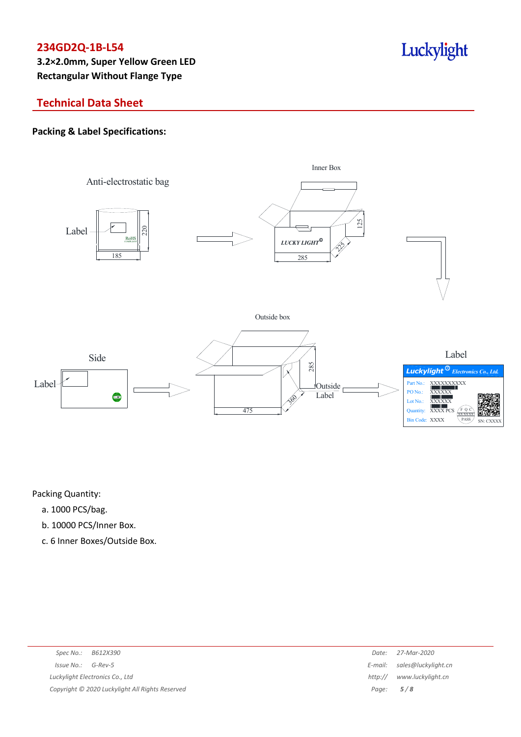## 234GD2Q-1B-L54

**3.2×2.0mm, Super Yellow Green LED**
**Rectangular Without Flange Type**

## Technical Data Sheet

### Packing & Label Specifications:

Anti-electrostatic bag

Label

RoHS COMPLIANT

220

185

Inner Box

LUCKY LIGHT

125

225

285

Outside box

Side

Label

285

360

475

Outside Label

Label

Luckylight Electronics Co., Ltd.

Part No.: XXXXXXXXXX
PO No.: XXXXXX
Lot No.: XXXXXX
Quantity: XXXX PCS
Bin Code: XXXX

F Q C
XXXXXX
PASS

SN: CXXXX

Packing Quantity:

a. 1000 PCS/bag.
b. 10000 PCS/Inner Box.
c. 6 Inner Boxes/Outside Box.

*Spec No.: B612X390*
*Issue No.: G-Rev-5*
*Luckylight Electronics Co., Ltd*
*Copyright © 2020 Luckylight All Rights Reserved*

*Date: 27-Mar-2020*
*E-mail: sales@luckylight.cn*
*http:// www.luckylight.cn*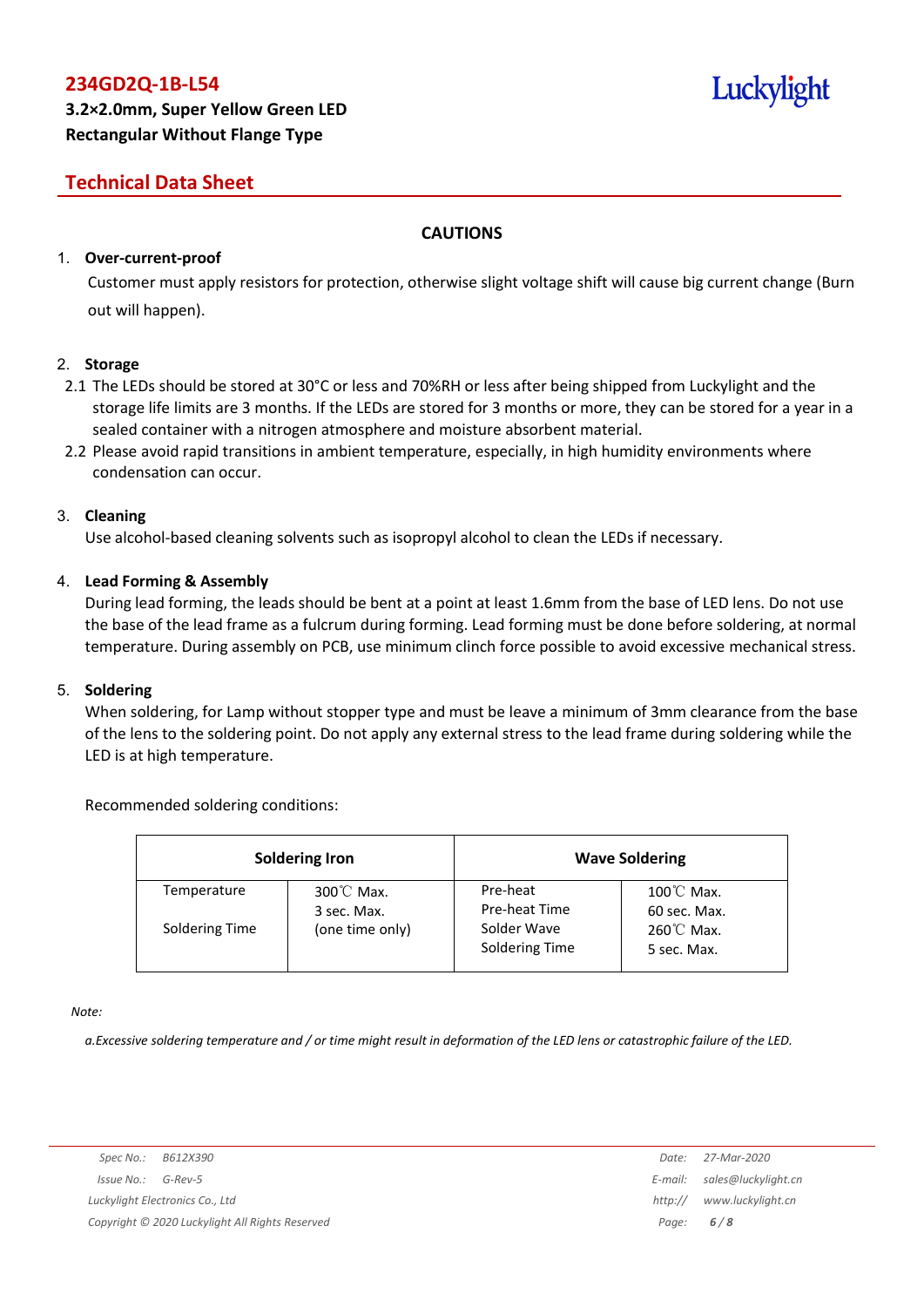## CAUTIONS

1. **Over-current-proof**

   Customer must apply resistors for protection, otherwise slight voltage shift will cause big current change (Burn out will happen).

2. **Storage**

   2.1 The LEDs should be stored at 30°C or less and 70%RH or less after being shipped from Luckylight and the storage life limits are 3 months. If the LEDs are stored for 3 months or more, they can be stored for a year in a sealed container with a nitrogen atmosphere and moisture absorbent material.

   2.2 Please avoid rapid transitions in ambient temperature, especially, in high humidity environments where condensation can occur.

3. **Cleaning**

   Use alcohol-based cleaning solvents such as isopropyl alcohol to clean the LEDs if necessary.

4. **Lead Forming & Assembly**

   During lead forming, the leads should be bent at a point at least 1.6mm from the base of LED lens. Do not use the base of the lead frame as a fulcrum during forming. Lead forming must be done before soldering, at normal temperature. During assembly on PCB, use minimum clinch force possible to avoid excessive mechanical stress.

5. **Soldering**

   When soldering, for Lamp without stopper type and must be leave a minimum of 3mm clearance from the base of the lens to the soldering point. Do not apply any external stress to the lead frame during soldering while the LED is at high temperature.

   Recommended soldering conditions:

| Soldering Iron | | Wave Soldering | |
|---|---|---|---|
| Temperature | 300℃ Max. | Pre-heat | 100℃ Max. |
| Soldering Time | 3 sec. Max. (one time only) | Pre-heat Time | 60 sec. Max. |
| | | Solder Wave | 260℃ Max. |
| | | Soldering Time | 5 sec. Max. |

*Note:*

*a.Excessive soldering temperature and / or time might result in deformation of the LED lens or catastrophic failure of the LED.*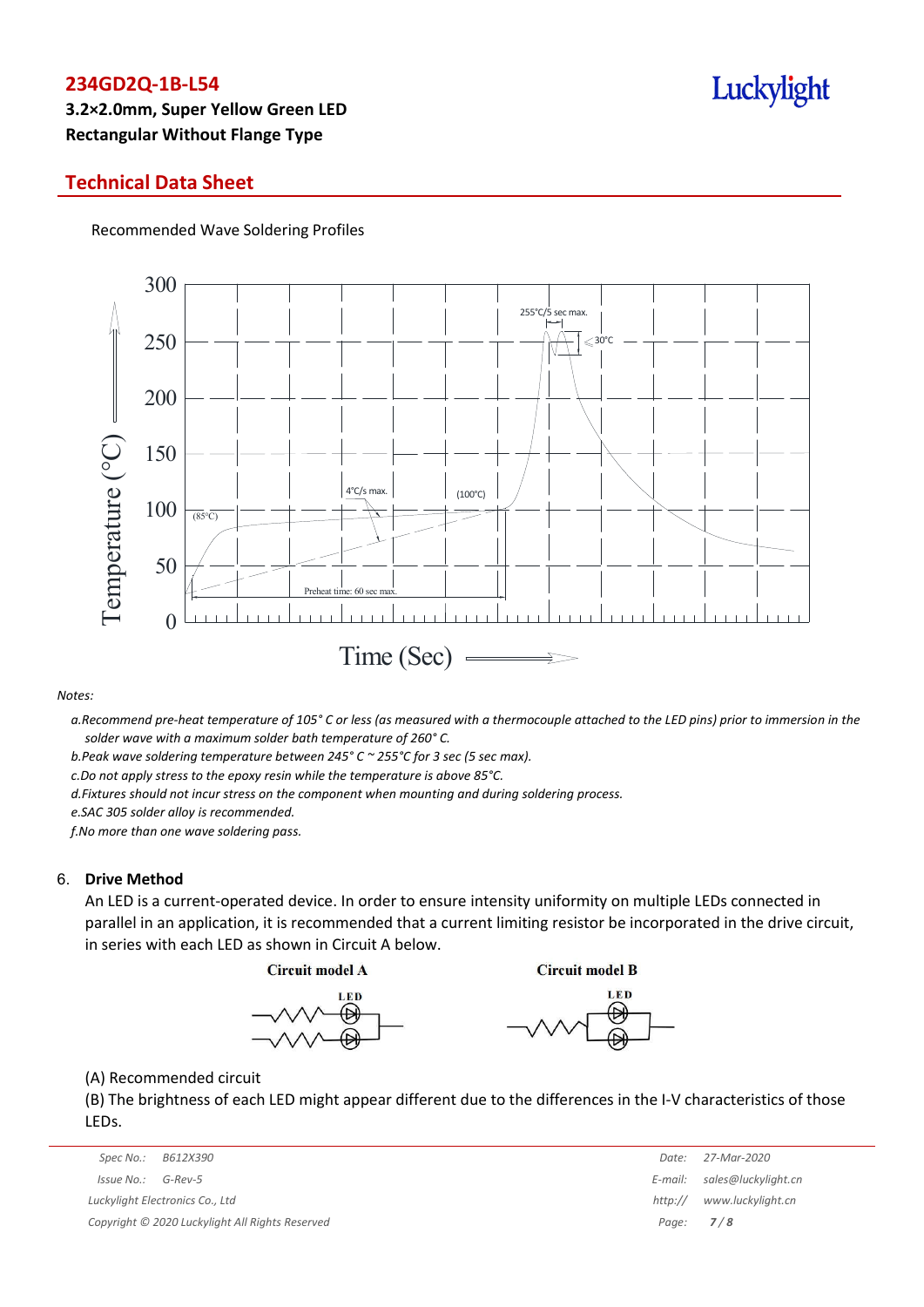**234GD2Q-1B-L54**

**3.2×2.0mm, Super Yellow Green LED**

**Rectangular Without Flange Type**

## Technical Data Sheet

Recommended Wave Soldering Profiles

*Notes:*

*a.Recommend pre-heat temperature of 105° C or less (as measured with a thermocouple attached to the LED pins) prior to immersion in the solder wave with a maximum solder bath temperature of 260° C.*

*b.Peak wave soldering temperature between 245° C ~ 255°C for 3 sec (5 sec max).*

*c.Do not apply stress to the epoxy resin while the temperature is above 85°C.*

*d.Fixtures should not incur stress on the component when mounting and during soldering process.*

*e.SAC 305 solder alloy is recommended.*

*f.No more than one wave soldering pass.*

### 6. Drive Method

An LED is a current-operated device. In order to ensure intensity uniformity on multiple LEDs connected in parallel in an application, it is recommended that a current limiting resistor be incorporated in the drive circuit, in series with each LED as shown in Circuit A below.

(A) Recommended circuit

(B) The brightness of each LED might appear different due to the differences in the I-V characteristics of those LEDs.

| Spec No.: | B612X390 | Date: | 27-Mar-2020 |
|---|---|---|---|
| Issue No.: | G-Rev-5 | E-mail: | sales@luckylight.cn |
| Luckylight Electronics Co., Ltd | | http:// | www.luckylight.cn |
| Copyright © 2020 Luckylight All Rights Reserved | | | |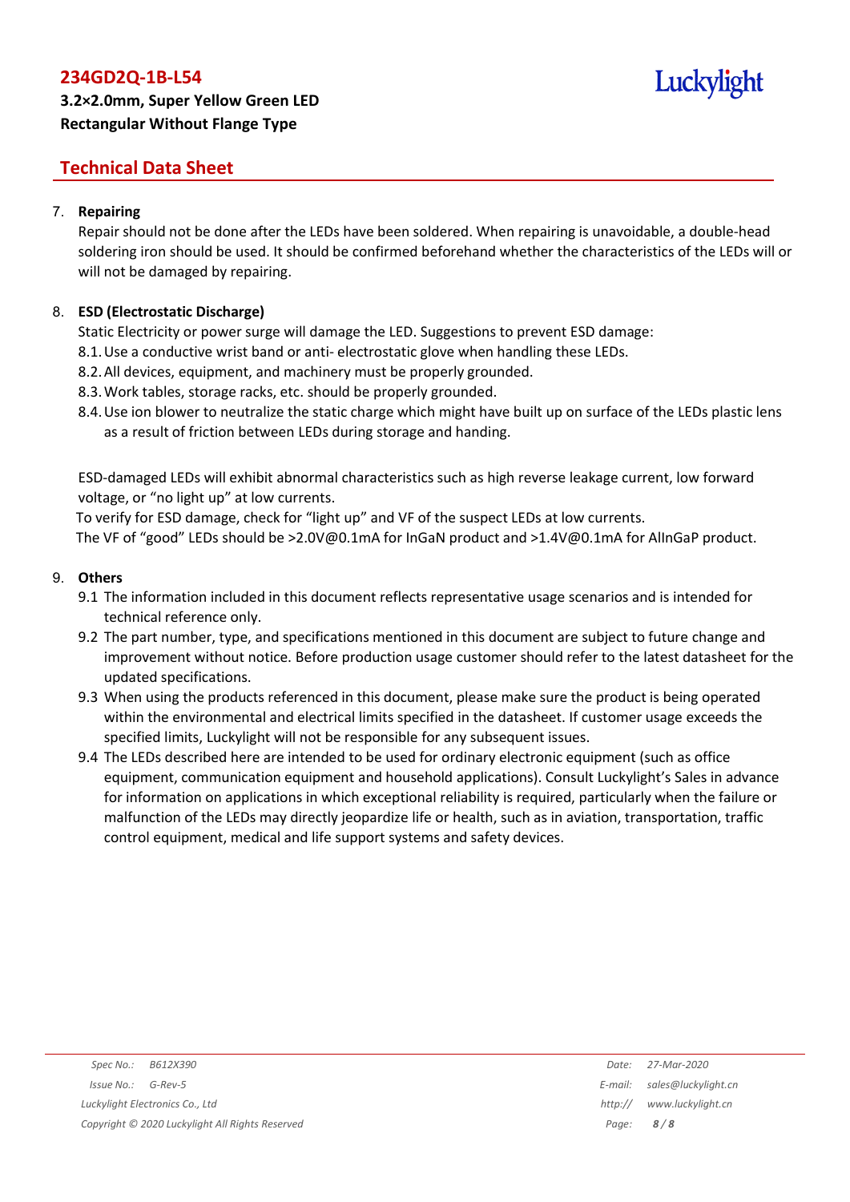7. **Repairing**

   Repair should not be done after the LEDs have been soldered. When repairing is unavoidable, a double-head soldering iron should be used. It should be confirmed beforehand whether the characteristics of the LEDs will or will not be damaged by repairing.

8. **ESD (Electrostatic Discharge)**

   Static Electricity or power surge will damage the LED. Suggestions to prevent ESD damage:

   8.1. Use a conductive wrist band or anti- electrostatic glove when handling these LEDs.

   8.2. All devices, equipment, and machinery must be properly grounded.

   8.3. Work tables, storage racks, etc. should be properly grounded.

   8.4. Use ion blower to neutralize the static charge which might have built up on surface of the LEDs plastic lens as a result of friction between LEDs during storage and handing.

   ESD-damaged LEDs will exhibit abnormal characteristics such as high reverse leakage current, low forward voltage, or "no light up" at low currents.

   To verify for ESD damage, check for "light up" and VF of the suspect LEDs at low currents.

   The VF of "good" LEDs should be >2.0V@0.1mA for InGaN product and >1.4V@0.1mA for AlInGaP product.

9. **Others**

   9.1 The information included in this document reflects representative usage scenarios and is intended for technical reference only.

   9.2 The part number, type, and specifications mentioned in this document are subject to future change and improvement without notice. Before production usage customer should refer to the latest datasheet for the updated specifications.

   9.3 When using the products referenced in this document, please make sure the product is being operated within the environmental and electrical limits specified in the datasheet. If customer usage exceeds the specified limits, Luckylight will not be responsible for any subsequent issues.

   9.4 The LEDs described here are intended to be used for ordinary electronic equipment (such as office equipment, communication equipment and household applications). Consult Luckylight's Sales in advance for information on applications in which exceptional reliability is required, particularly when the failure or malfunction of the LEDs may directly jeopardize life or health, such as in aviation, transportation, traffic control equipment, medical and life support systems and safety devices.